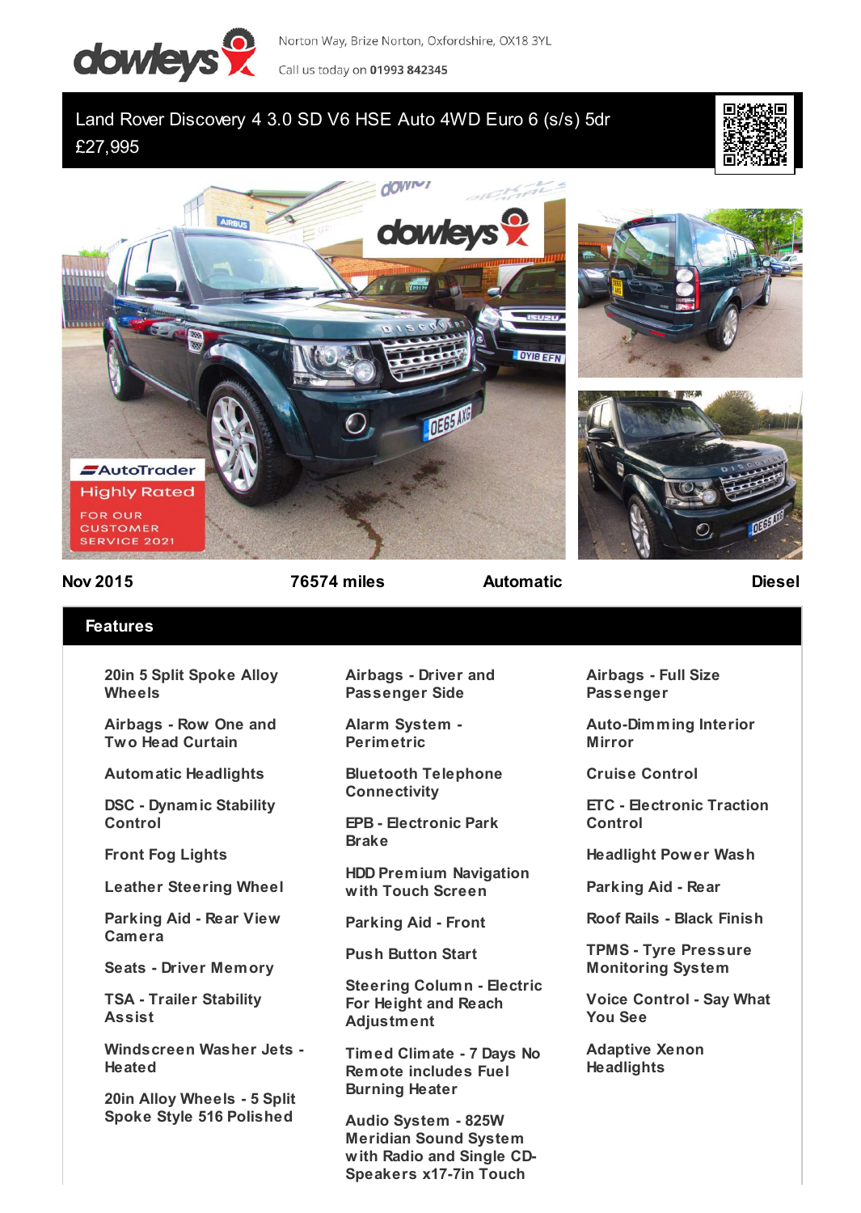Norton Way, Brize Norton, Oxfordshire, OX18 3YL

Call us today on **01993 842345**

# Land Rover Discovery 4 3.0 SD V6 HSE Auto 4WD Euro 6 (s/s) 5dr

£27,995

**Nov 2015** | **76574 miles** | **Automatic** | **Diesel**

## Features

- 20in 5 Split Spoke Alloy Wheels
- Airbags - Row One and Two Head Curtain
- Automatic Headlights
- DSC - Dynamic Stability Control
- Front Fog Lights
- Leather Steering Wheel
- Parking Aid - Rear View Camera
- Seats - Driver Memory
- TSA - Trailer Stability Assist
- Windscreen Washer Jets - Heated
- 20in Alloy Wheels - 5 Split Spoke Style 516 Polished
- Airbags - Driver and Passenger Side
- Alarm System - Perimetric
- Bluetooth Telephone Connectivity
- EPB - Electronic Park Brake
- HDD Premium Navigation with Touch Screen
- Parking Aid - Front
- Push Button Start
- Steering Column - Electric For Height and Reach Adjustment
- Timed Climate - 7 Days No Remote includes Fuel Burning Heater
- Audio System - 825W Meridian Sound System with Radio and Single CD-Speakers x17-7in Touch
- Airbags - Full Size Passenger
- Auto-Dimming Interior Mirror
- Cruise Control
- ETC - Electronic Traction Control
- Headlight Power Wash
- Parking Aid - Rear
- Roof Rails - Black Finish
- TPMS - Tyre Pressure Monitoring System
- Voice Control - Say What You See
- Adaptive Xenon Headlights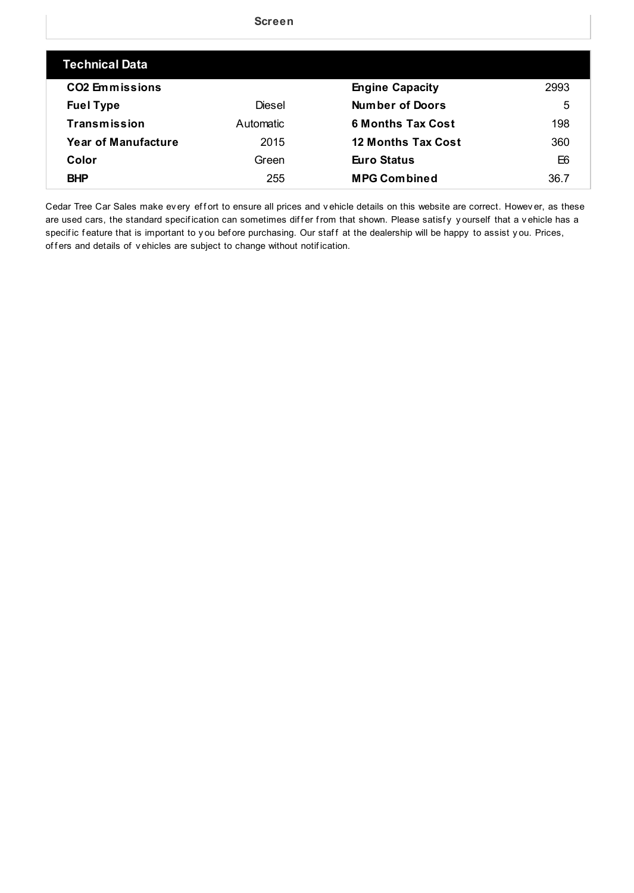Screen

## Technical Data

| | | | |
|---|---|---|---|
| **$CO_2$ Emmissions** | | **Engine Capacity** | 2993 |
| **Fuel Type** | Diesel | **Number of Doors** | 5 |
| **Transmission** | Automatic | **6 Months Tax Cost** | 198 |
| **Year of Manufacture** | 2015 | **12 Months Tax Cost** | 360 |
| **Color** | Green | **Euro Status** | E6 |
| **BHP** | 255 | **MPG Combined** | 36.7 |

Cedar Tree Car Sales make every effort to ensure all prices and vehicle details on this website are correct. However, as these are used cars, the standard specification can sometimes differ from that shown. Please satisfy yourself that a vehicle has a specific feature that is important to you before purchasing. Our staff at the dealership will be happy to assist you. Prices, offers and details of vehicles are subject to change without notification.